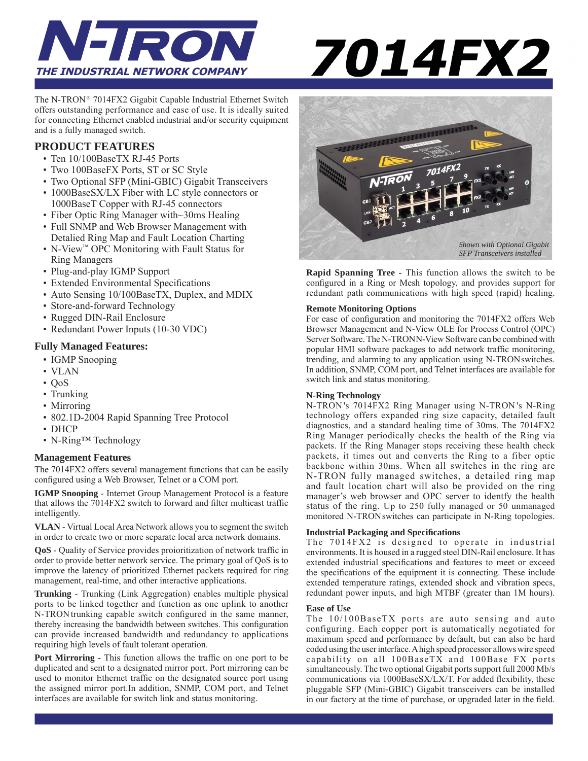# N-TRON

*THE INDUSTRIAL NETWORK COMPANY*

# 7014FX2

The N-TRON® 7014FX2 Gigabit Capable Industrial Ethernet Switch offers outstanding performance and ease of use. It is ideally suited for connecting Ethernet enabled industrial and/or security equipment and is a fully managed switch.

## PRODUCT FEATURES

- Ten 10/100BaseTX RJ-45 Ports
- Two 100BaseFX Ports, ST or SC Style
- Two Optional SFP (Mini-GBIC) Gigabit Transceivers
- 1000BaseSX/LX Fiber with LC style connectors or 1000BaseT Copper with RJ-45 connectors
- Fiber Optic Ring Manager with~30ms Healing
- Full SNMP and Web Browser Management with Detalied Ring Map and Fault Location Charting
- N-View™ OPC Monitoring with Fault Status for Ring Managers
- Plug-and-play IGMP Support
- Extended Environmental Specifications
- Auto Sensing 10/100BaseTX, Duplex, and MDIX
- Store-and-forward Technology
- Rugged DIN-Rail Enclosure
- Redundant Power Inputs (10-30 VDC)

### Fully Managed Features:

- IGMP Snooping
- VLAN
- QoS
- Trunking
- Mirroring
- 802.1D-2004 Rapid Spanning Tree Protocol
- DHCP
- N-Ring™ Technology

### Management Features

The 7014FX2 offers several management functions that can be easily configured using a Web Browser, Telnet or a COM port.

**IGMP Snooping** - Internet Group Management Protocol is a feature that allows the 7014FX2 switch to forward and filter multicast traffic intelligently.

**VLAN** - Virtual Local Area Network allows you to segment the switch in order to create two or more separate local area network domains.

**QoS** - Quality of Service provides proioritization of network traffic in order to provide better network service. The primary goal of QoS is to improve the latency of prioritized Ethernet packets required for ring management, real-time, and other interactive applications.

**Trunking** - Trunking (Link Aggregation) enables multiple physical ports to be linked together and function as one uplink to another N-TRON trunking capable switch configured in the same manner, thereby increasing the bandwidth between switches. This configuration can provide increased bandwidth and redundancy to applications requiring high levels of fault tolerant operation.

**Port Mirroring** - This function allows the traffic on one port to be duplicated and sent to a designated mirror port. Port mirroring can be used to monitor Ethernet traffic on the designated source port using the assigned mirror port.In addition, SNMP, COM port, and Telnet interfaces are available for switch link and status monitoring.

*Shown with Optional Gigabit SFP Transceivers installed*

**Rapid Spanning Tree -** This function allows the switch to be configured in a Ring or Mesh topology, and provides support for redundant path communications with high speed (rapid) healing.

### Remote Monitoring Options

For ease of configuration and monitoring the 7014FX2 offers Web Browser Management and N-View OLE for Process Control (OPC) Server Software. The N-TRONN-View Software can be combined with popular HMI software packages to add network traffic monitoring, trending, and alarming to any application using N-TRON switches. In addition, SNMP, COM port, and Telnet interfaces are available for switch link and status monitoring.

### N-Ring Technology

N-TRON's 7014FX2 Ring Manager using N-TRON's N-Ring technology offers expanded ring size capacity, detailed fault diagnostics, and a standard healing time of 30ms. The 7014FX2 Ring Manager periodically checks the health of the Ring via packets. If the Ring Manager stops receiving these health check packets, it times out and converts the Ring to a fiber optic backbone within 30ms. When all switches in the ring are N-TRON fully managed switches, a detailed ring map and fault location chart will also be provided on the ring manager's web browser and OPC server to identfy the health status of the ring. Up to 250 fully managed or 50 unmanaged monitored N-TRON switches can participate in N-Ring topologies.

### Industrial Packaging and Specifications

The 7014FX2 is designed to operate in industrial environments. It is housed in a rugged DIN-Rail enclosure. It has extended industrial specifications and features to meet or exceed the specifications of the equipment it is connecting. These include extended temperature ratings, extended shock and vibration specs, redundant power inputs, and high MTBF (greater than 1M hours).

### Ease of Use

The 10/100BaseTX ports are auto sensing and auto configuring. Each copper port is automatically negotiated for maximum speed and performance by default, but can also be hard coded using the user interface. A high speed processor allows wire speed capability on all 100BaseTX and 100Base FX ports simultaneously. The two optional Gigabit ports support full 2000 Mb/s communications via 1000BaseSX/LX/T. For added flexibility, these pluggable SFP (Mini-GBIC) Gigabit transceivers can be installed in our factory at the time of purchase, or upgraded later in the field.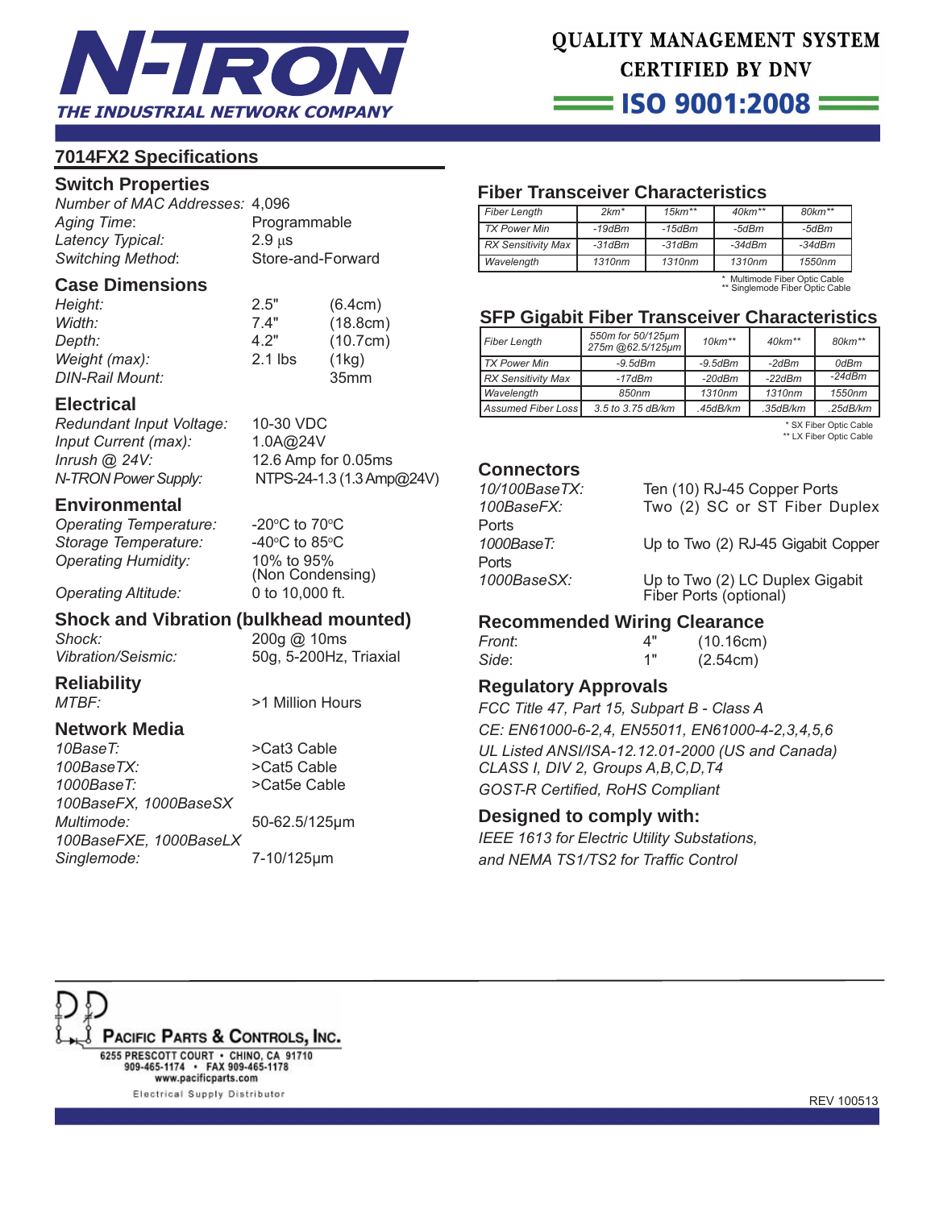## 7014FX2 Specifications

### Switch Properties

*Number of MAC Addresses:* 4,096
*Aging Time*: Programmable
*Latency Typical:* 2.9 µs
*Switching Method*: Store-and-Forward

### Case Dimensions

| | | |
|---|---|---|
| *Height:* | 2.5" | (6.4cm) |
| *Width:* | 7.4" | (18.8cm) |
| *Depth:* | 4.2" | (10.7cm) |
| *Weight (max):* | 2.1 lbs | (1kg) |
| *DIN-Rail Mount:* | | 35mm |

### Electrical

*Redundant Input Voltage:* 10-30 VDC
*Input Current (max):* 1.0A@24V
*Inrush @ 24V:* 12.6 Amp for 0.05ms
*N-TRON Power Supply:* NTPS-24-1.3 (1.3 Amp@24V)

### Environmental

*Operating Temperature:* -20°C to 70°C
*Storage Temperature:* -40°C to 85°C
*Operating Humidity:* 10% to 95% (Non Condensing)
*Operating Altitude:* 0 to 10,000 ft.

### Shock and Vibration (bulkhead mounted)

*Shock:* 200g @ 10ms
*Vibration/Seismic:* 50g, 5-200Hz, Triaxial

### Reliability

*MTBF:* >1 Million Hours

### Network Media

*10BaseT:* >Cat3 Cable
*100BaseTX:* >Cat5 Cable
*1000BaseT:* >Cat5e Cable
*100BaseFX, 1000BaseSX Multimode:* 50-62.5/125µm
*100BaseFXE, 1000BaseLX Singlemode:* 7-10/125µm

### Fiber Transceiver Characteristics

| *Fiber Length* | *2km\** | *15km\*\** | *40km\*\** | *80km\*\** |
|---|---|---|---|---|
| *TX Power Min* | *-19dBm* | *-15dBm* | *-5dBm* | *-5dBm* |
| *RX Sensitivity Max* | *-31dBm* | *-31dBm* | *-34dBm* | *-34dBm* |
| *Wavelength* | *1310nm* | *1310nm* | *1310nm* | *1550nm* |

\* Multimode Fiber Optic Cable
\*\* Singlemode Fiber Optic Cable

### SFP Gigabit Fiber Transceiver Characteristics

| *Fiber Length* | *550m for 50/125µm 275m @62.5/125µm* | *10km\*\** | *40km\*\** | *80km\*\** |
|---|---|---|---|---|
| *TX Power Min* | *-9.5dBm* | *-9.5dBm* | *-2dBm* | *0dBm* |
| *RX Sensitivity Max* | *-17dBm* | *-20dBm* | *-22dBm* | *-24dBm* |
| *Wavelength* | *850nm* | *1310nm* | *1310nm* | *1550nm* |
| *Assumed Fiber Loss* | *3.5 to 3.75 dB/km* | *.45dB/km* | *.35dB/km* | *.25dB/km* |

\* SX Fiber Optic Cable
\*\* LX Fiber Optic Cable

### Connectors

*10/100BaseTX:* Ten (10) RJ-45 Copper Ports
*100BaseFX:* Two (2) SC or ST Fiber Duplex Ports
*1000BaseT:* Up to Two (2) RJ-45 Gigabit Copper Ports
*1000BaseSX:* Up to Two (2) LC Duplex Gigabit Fiber Ports (optional)

### Recommended Wiring Clearance

*Front*: 4" (10.16cm)
*Side*: 1" (2.54cm)

### Regulatory Approvals

*FCC Title 47, Part 15, Subpart B - Class A*
*CE: EN61000-6-2,4, EN55011, EN61000-4-2,3,4,5,6*
*UL Listed ANSI/ISA-12.12.01-2000 (US and Canada) CLASS I, DIV 2, Groups A,B,C,D,T4*
*GOST-R Certified, RoHS Compliant*

### Designed to comply with:

*IEEE 1613 for Electric Utility Substations, and NEMA TS1/TS2 for Traffic Control*

PACIFIC PARTS & CONTROLS, INC.
6255 PRESCOTT COURT • CHINO, CA 91710
909-465-1174 • FAX 909-465-1178
www.pacificparts.com
Electrical Supply Distributor

REV 100513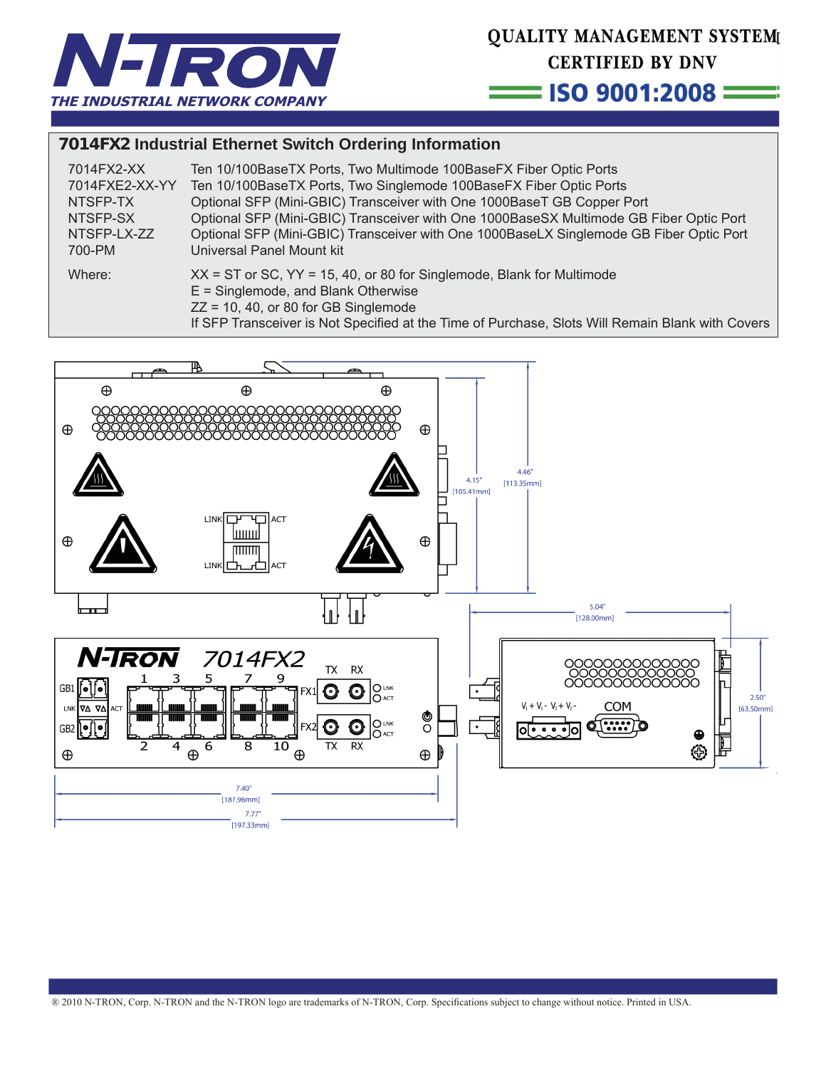## 7014FX2 Industrial Ethernet Switch Ordering Information

| | |
|---|---|
| 7014FX2-XX | Ten 10/100BaseTX Ports, Two Multimode 100BaseFX Fiber Optic Ports |
| 7014FXE2-XX-YY | Ten 10/100BaseTX Ports, Two Singlemode 100BaseFX Fiber Optic Ports |
| NTSFP-TX | Optional SFP (Mini-GBIC) Transceiver with One 1000BaseT GB Copper Port |
| NTSFP-SX | Optional SFP (Mini-GBIC) Transceiver with One 1000BaseSX Multimode GB Fiber Optic Port |
| NTSFP-LX-ZZ | Optional SFP (Mini-GBIC) Transceiver with One 1000BaseLX Singlemode GB Fiber Optic Port |
| 700-PM | Universal Panel Mount kit |

Where: XX = ST or SC, YY = 15, 40, or 80 for Singlemode, Blank for Multimode
E = Singlemode, and Blank Otherwise
ZZ = 10, 40, or 80 for GB Singlemode
If SFP Transceiver is Not Specified at the Time of Purchase, Slots Will Remain Blank with Covers

LINK ACT
LINK ACT
4.15" [105.41mm]
4.46" [113.35mm]
5.04" [128.00mm]
N-TRON 7014FX2
1 3 5 7 9
2 4 6 8 10
GB1 GB2 LNK ACT
TX RX FX1 FX2 LNK ACT
$V_1$ + $V_1$ - $V_2$ + $V_2$ -
COM
2.50" [63.50mm]
7.40" [187.96mm]
7.77" [197.33mm]

® 2010 N-TRON, Corp. N-TRON and the N-TRON logo are trademarks of N-TRON, Corp. Specifications subject to change without notice. Printed in USA.